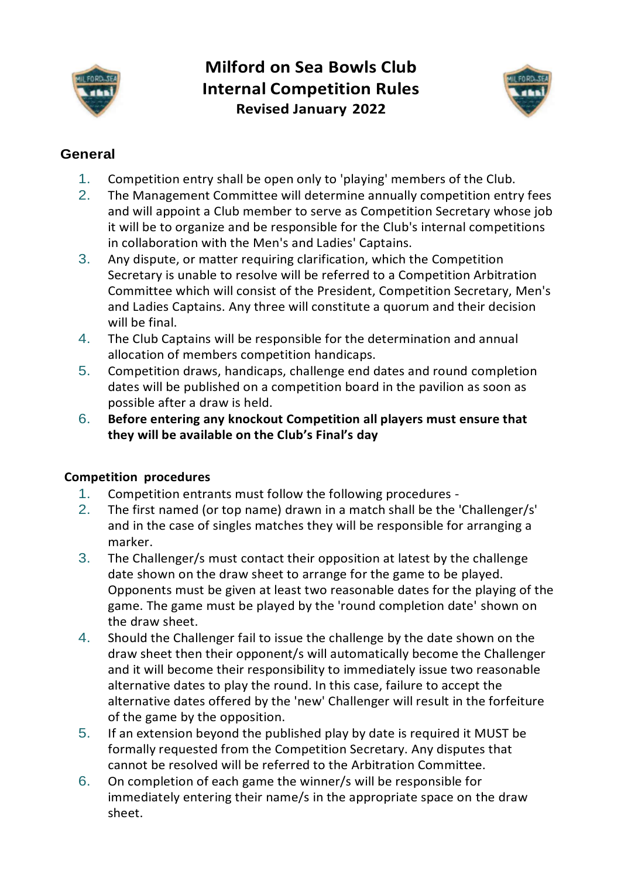# Milford on Sea Bowls Club
## Internal Competition Rules
### Revised January 2022

## General

1. Competition entry shall be open only to 'playing' members of the Club.
2. The Management Committee will determine annually competition entry fees and will appoint a Club member to serve as Competition Secretary whose job it will be to organize and be responsible for the Club's internal competitions in collaboration with the Men's and Ladies' Captains.
3. Any dispute, or matter requiring clarification, which the Competition Secretary is unable to resolve will be referred to a Competition Arbitration Committee which will consist of the President, Competition Secretary, Men's and Ladies Captains. Any three will constitute a quorum and their decision will be final.
4. The Club Captains will be responsible for the determination and annual allocation of members competition handicaps.
5. Competition draws, handicaps, challenge end dates and round completion dates will be published on a competition board in the pavilion as soon as possible after a draw is held.
6. **Before entering any knockout Competition all players must ensure that they will be available on the Club's Final's day**

## Competition procedures

1. Competition entrants must follow the following procedures -
2. The first named (or top name) drawn in a match shall be the 'Challenger/s' and in the case of singles matches they will be responsible for arranging a marker.
3. The Challenger/s must contact their opposition at latest by the challenge date shown on the draw sheet to arrange for the game to be played. Opponents must be given at least two reasonable dates for the playing of the game. The game must be played by the 'round completion date' shown on the draw sheet.
4. Should the Challenger fail to issue the challenge by the date shown on the draw sheet then their opponent/s will automatically become the Challenger and it will become their responsibility to immediately issue two reasonable alternative dates to play the round. In this case, failure to accept the alternative dates offered by the 'new' Challenger will result in the forfeiture of the game by the opposition.
5. If an extension beyond the published play by date is required it MUST be formally requested from the Competition Secretary. Any disputes that cannot be resolved will be referred to the Arbitration Committee.
6. On completion of each game the winner/s will be responsible for immediately entering their name/s in the appropriate space on the draw sheet.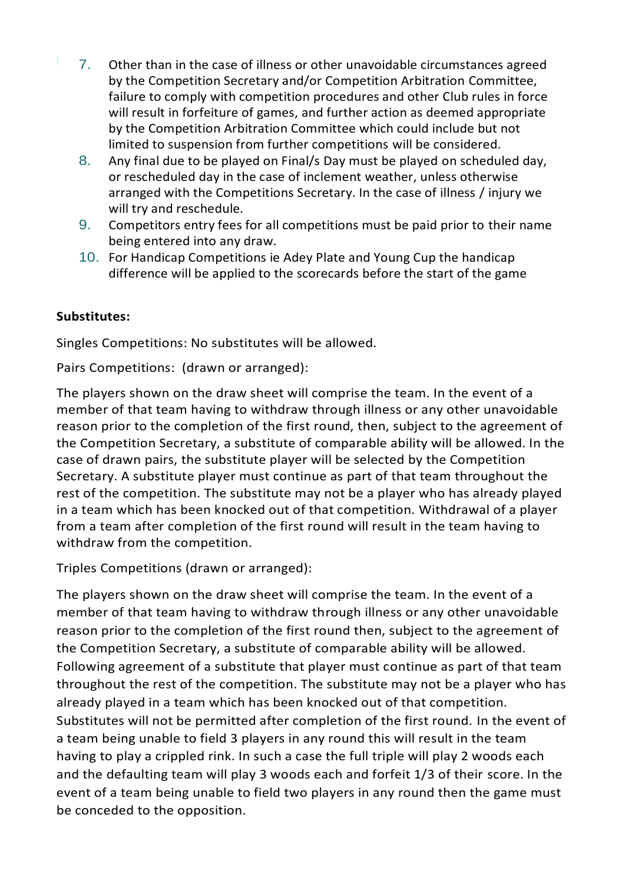7. Other than in the case of illness or other unavoidable circumstances agreed by the Competition Secretary and/or Competition Arbitration Committee, failure to comply with competition procedures and other Club rules in force will result in forfeiture of games, and further action as deemed appropriate by the Competition Arbitration Committee which could include but not limited to suspension from further competitions will be considered.
8. Any final due to be played on Final/s Day must be played on scheduled day, or rescheduled day in the case of inclement weather, unless otherwise arranged with the Competitions Secretary. In the case of illness / injury we will try and reschedule.
9. Competitors entry fees for all competitions must be paid prior to their name being entered into any draw.
10. For Handicap Competitions ie Adey Plate and Young Cup the handicap difference will be applied to the scorecards before the start of the game

**Substitutes:**

Singles Competitions: No substitutes will be allowed.

Pairs Competitions: (drawn or arranged):

The players shown on the draw sheet will comprise the team. In the event of a member of that team having to withdraw through illness or any other unavoidable reason prior to the completion of the first round, then, subject to the agreement of the Competition Secretary, a substitute of comparable ability will be allowed. In the case of drawn pairs, the substitute player will be selected by the Competition Secretary. A substitute player must continue as part of that team throughout the rest of the competition. The substitute may not be a player who has already played in a team which has been knocked out of that competition. Withdrawal of a player from a team after completion of the first round will result in the team having to withdraw from the competition.

Triples Competitions (drawn or arranged):

The players shown on the draw sheet will comprise the team. In the event of a member of that team having to withdraw through illness or any other unavoidable reason prior to the completion of the first round then, subject to the agreement of the Competition Secretary, a substitute of comparable ability will be allowed. Following agreement of a substitute that player must continue as part of that team throughout the rest of the competition. The substitute may not be a player who has already played in a team which has been knocked out of that competition. Substitutes will not be permitted after completion of the first round. In the event of a team being unable to field 3 players in any round this will result in the team having to play a crippled rink. In such a case the full triple will play 2 woods each and the defaulting team will play 3 woods each and forfeit 1/3 of their score. In the event of a team being unable to field two players in any round then the game must be conceded to the opposition.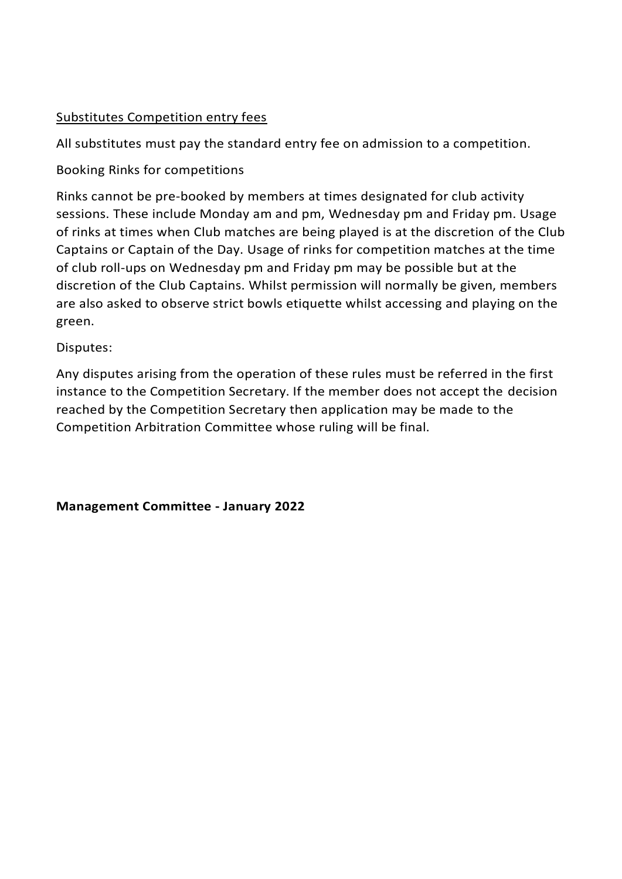Substitutes Competition entry fees

All substitutes must pay the standard entry fee on admission to a competition.

Booking Rinks for competitions

Rinks cannot be pre-booked by members at times designated for club activity sessions. These include Monday am and pm, Wednesday pm and Friday pm. Usage of rinks at times when Club matches are being played is at the discretion of the Club Captains or Captain of the Day. Usage of rinks for competition matches at the time of club roll-ups on Wednesday pm and Friday pm may be possible but at the discretion of the Club Captains. Whilst permission will normally be given, members are also asked to observe strict bowls etiquette whilst accessing and playing on the green.

Disputes:

Any disputes arising from the operation of these rules must be referred in the first instance to the Competition Secretary. If the member does not accept the decision reached by the Competition Secretary then application may be made to the Competition Arbitration Committee whose ruling will be final.

**Management Committee - January 2022**